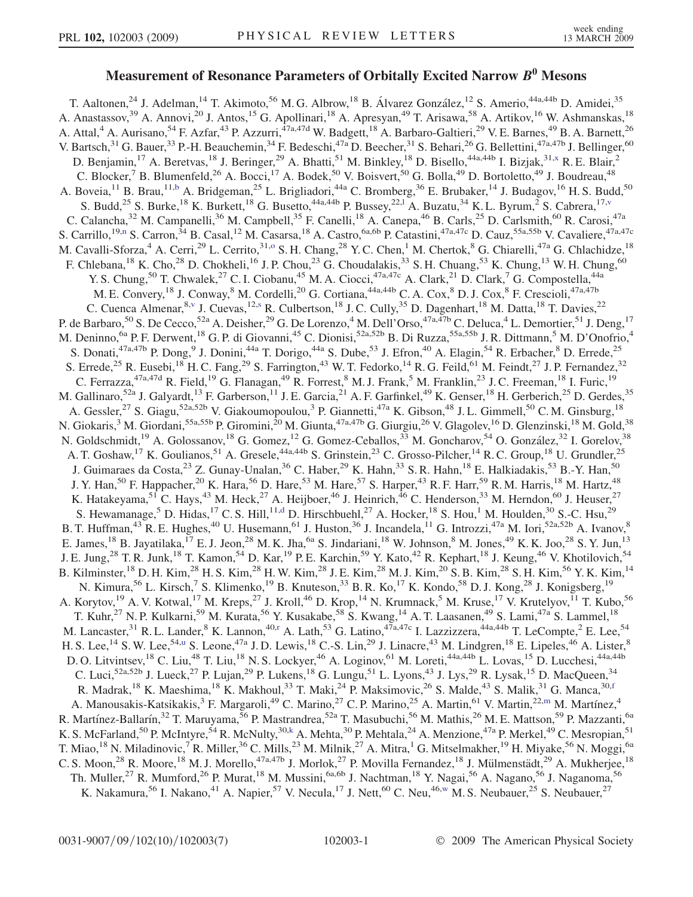# Measurement of Resonance Parameters of Orbitally Excited Narrow $B^0$ Mesons

T. Aaltonen,[24] J. Adelman,[14] T. Akimoto,[56] M. G. Albrow,[18] B. Álvarez González,[12] S. Amerio,[44a,44b] D. Amidei,[35] A. Anastassov,[39] A. Annovi,[20] J. Antos,[15] G. Apollinari,[18] A. Apresyan,[49] T. Arisawa,[58] A. Artikov,[16] W. Ashmanskas,[18] A. Attal,[4] A. Aurisano,[54] F. Azfar,[43] P. Azzurri,[47a,47d] W. Badgett,[18] A. Barbaro-Galtieri,[29] V. E. Barnes,[49] B. A. Barnett,[26] V. Bartsch,[31] G. Bauer,[33] P.-H. Beauchemin,[34] F. Bedeschi,[47a] D. Beecher,[31] S. Behari,[26] G. Bellettini,[47a,47b] J. Bellinger,[60] D. Benjamin,[17] A. Beretvas,[18] J. Beringer,[29] A. Bhatti,[51] M. Binkley,[18] D. Bisello,[44a,44b] I. Bizjak,[31,x] R. E. Blair,[2] C. Blocker,[7] B. Blumenfeld,[26] A. Bocci,[17] A. Bodek,[50] V. Boisvert,[50] G. Bolla,[49] D. Bortoletto,[49] J. Boudreau,[48] A. Boveia,[11] B. Brau,[11,b] A. Bridgeman,[25] L. Brigliadori,[44a] C. Bromberg,[36] E. Brubaker,[14] J. Budagov,[16] H. S. Budd,[50] S. Budd,[25] S. Burke,[18] K. Burkett,[18] G. Busetto,[44a,44b] P. Bussey,[22,l] A. Buzatu,[34] K. L. Byrum,[2] S. Cabrera,[17,v] C. Calancha,[32] M. Campanelli,[36] M. Campbell,[35] F. Canelli,[18] A. Canepa,[46] B. Carls,[25] D. Carlsmith,[60] R. Carosi,[47a] S. Carrillo,[19,n] S. Carron,[34] B. Casal,[12] M. Casarsa,[18] A. Castro,[6a,6b] P. Catastini,[47a,47c] D. Cauz,[55a,55b] V. Cavaliere,[47a,47c] M. Cavalli-Sforza,[4] A. Cerri,[29] L. Cerrito,[31,o] S. H. Chang,[28] Y. C. Chen,[1] M. Chertok,[8] G. Chiarelli,[47a] G. Chlachidze,[18] F. Chlebana,[18] K. Cho,[28] D. Chokheli,[16] J. P. Chou,[23] G. Choudalakis,[33] S. H. Chuang,[53] K. Chung,[13] W. H. Chung,[60] Y. S. Chung,[50] T. Chwalek,[27] C. I. Ciobanu,[45] M. A. Ciocci,[47a,47c] A. Clark,[21] D. Clark,[7] G. Compostella,[44a] M. E. Convery,[18] J. Conway,[8] M. Cordelli,[20] G. Cortiana,[44a,44b] C. A. Cox,[8] D. J. Cox,[8] F. Crescioli,[47a,47b] C. Cuenca Almenar,[8,v] J. Cuevas,[12,s] R. Culbertson,[18] J. C. Cully,[35] D. Dagenhart,[18] M. Datta,[18] T. Davies,[22] P. de Barbaro,[50] S. De Cecco,[52a] A. Deisher,[29] G. De Lorenzo,[4] M. Dell'Orso,[47a,47b] C. Deluca,[4] L. Demortier,[51] J. Deng,[17] M. Deninno,[6a] P. F. Derwent,[18] G. P. di Giovanni,[45] C. Dionisi,[52a,52b] B. Di Ruzza,[55a,55b] J. R. Dittmann,[5] M. D'Onofrio,[4] S. Donati,[47a,47b] P. Dong,[9] J. Donini,[44a] T. Dorigo,[44a] S. Dube,[53] J. Efron,[40] A. Elagin,[54] R. Erbacher,[8] D. Errede,[25] S. Errede,[25] R. Eusebi,[18] H. C. Fang,[29] S. Farrington,[43] W. T. Fedorko,[14] R. G. Feild,[61] M. Feindt,[27] J. P. Fernandez,[32] C. Ferrazza,[47a,47d] R. Field,[19] G. Flanagan,[49] R. Forrest,[8] M. J. Frank,[5] M. Franklin,[23] J. C. Freeman,[18] I. Furic,[19] M. Gallinaro,[52a] J. Galyardt,[13] F. Garberson,[11] J. E. Garcia,[21] A. F. Garfinkel,[49] K. Genser,[18] H. Gerberich,[25] D. Gerdes,[35] A. Gessler,[27] S. Giagu,[52a,52b] V. Giakoumopoulou,[3] P. Giannetti,[47a] K. Gibson,[48] J. L. Gimmell,[50] C. M. Ginsburg,[18] N. Giokaris,[3] M. Giordani,[55a,55b] P. Giromini,[20] M. Giunta,[47a,47b] G. Giurgiu,[26] V. Glagolev,[16] D. Glenzinski,[18] M. Gold,[38] N. Goldschmidt,[19] A. Golossanov,[18] G. Gomez,[12] G. Gomez-Ceballos,[33] M. Goncharov,[54] O. González,[32] I. Gorelov,[38] A. T. Goshaw,[17] K. Goulianos,[51] A. Gresele,[44a,44b] S. Grinstein,[23] C. Grosso-Pilcher,[14] R. C. Group,[18] U. Grundler,[25] J. Guimaraes da Costa,[23] Z. Gunay-Unalan,[36] C. Haber,[29] K. Hahn,[33] S. R. Hahn,[18] E. Halkiadakis,[53] B.-Y. Han,[50] J. Y. Han,[50] F. Happacher,[20] K. Hara,[56] D. Hare,[53] M. Hare,[57] S. Harper,[43] R. F. Harr,[59] R. M. Harris,[18] M. Hartz,[48] K. Hatakeyama,[51] C. Hays,[43] M. Heck,[27] A. Heijboer,[46] J. Heinrich,[46] C. Henderson,[33] M. Herndon,[60] J. Heuser,[27] S. Hewamanage,[5] D. Hidas,[17] C. S. Hill,[11,d] D. Hirschbuehl,[27] A. Hocker,[18] S. Hou,[1] M. Houlden,[30] S.-C. Hsu,[29] B. T. Huffman,[43] R. E. Hughes,[40] U. Husemann,[61] J. Huston,[36] J. Incandela,[11] G. Introzzi,[47a] M. Iori,[52a,52b] A. Ivanov,[8] E. James,[18] B. Jayatilaka,[17] E. J. Jeon,[28] M. K. Jha,[6a] S. Jindariani,[18] W. Johnson,[8] M. Jones,[49] K. K. Joo,[28] S. Y. Jun,[13] J. E. Jung,[28] T. R. Junk,[18] T. Kamon,[54] D. Kar,[19] P. E. Karchin,[59] Y. Kato,[42] R. Kephart,[18] J. Keung,[46] V. Khotilovich,[54] B. Kilminster,[18] D. H. Kim,[28] H. S. Kim,[28] H. W. Kim,[28] J. E. Kim,[28] M. J. Kim,[20] S. B. Kim,[28] S. H. Kim,[56] Y. K. Kim,[14] N. Kimura,[56] L. Kirsch,[7] S. Klimenko,[19] B. Knuteson,[33] B. R. Ko,[17] K. Kondo,[58] D. J. Kong,[28] J. Konigsberg,[19] A. Korytov,[19] A. V. Kotwal,[17] M. Kreps,[27] J. Kroll,[46] D. Krop,[14] N. Krumnack,[5] M. Kruse,[17] V. Krutelyov,[11] T. Kubo,[56] T. Kuhr,[27] N. P. Kulkarni,[59] M. Kurata,[56] Y. Kusakabe,[58] S. Kwang,[14] A. T. Laasanen,[49] S. Lami,[47a] S. Lammel,[18] M. Lancaster,[31] R. L. Lander,[8] K. Lannon,[40,r] A. Lath,[53] G. Latino,[47a,47c] I. Lazzizzera,[44a,44b] T. LeCompte,[2] E. Lee,[54] H. S. Lee,[14] S. W. Lee,[54,u] S. Leone,[47a] J. D. Lewis,[18] C.-S. Lin,[29] J. Linacre,[43] M. Lindgren,[18] E. Lipeles,[46] A. Lister,[8] D. O. Litvintsev,[18] C. Liu,[48] T. Liu,[18] N. S. Lockyer,[46] A. Loginov,[61] M. Loreti,[44a,44b] L. Lovas,[15] D. Lucchesi,[44a,44b] C. Luci,[52a,52b] J. Lueck,[27] P. Lujan,[29] P. Lukens,[18] G. Lungu,[51] L. Lyons,[43] J. Lys,[29] R. Lysak,[15] D. MacQueen,[34] R. Madrak,[18] K. Maeshima,[18] K. Makhoul,[33] T. Maki,[24] P. Maksimovic,[26] S. Malde,[43] S. Malik,[31] G. Manca,[30,f] A. Manousakis-Katsikakis,[3] F. Margaroli,[49] C. Marino,[27] C. P. Marino,[25] A. Martin,[61] V. Martin,[22,m] M. Martínez,[4] R. Martínez-Ballarín,[32] T. Maruyama,[56] P. Mastrandrea,[52a] T. Masubuchi,[56] M. Mathis,[26] M. E. Mattson,[59] P. Mazzanti,[6a] K. S. McFarland,[50] P. McIntyre,[54] R. McNulty,[30,k] A. Mehta,[30] P. Mehtala,[24] A. Menzione,[47a] P. Merkel,[49] C. Mesropian,[51] T. Miao,[18] N. Miladinovic,[7] R. Miller,[36] C. Mills,[23] M. Milnik,[27] A. Mitra,[1] G. Mitselmakher,[19] H. Miyake,[56] N. Moggi,[6a] C. S. Moon,[28] R. Moore,[18] M. J. Morello,[47a,47b] J. Morlok,[27] P. Movilla Fernandez,[18] J. Mülmenstädt,[29] A. Mukherjee,[18] Th. Muller,[27] R. Mumford,[26] P. Murat,[18] M. Mussini,[6a,6b] J. Nachtman,[18] Y. Nagai,[56] A. Nagano,[56] J. Naganoma,[56] K. Nakamura,[56] I. Nakano,[41] A. Napier,[57] V. Necula,[17] J. Nett,[60] C. Neu,[46,w] M. S. Neubauer,[25] S. Neubauer,[27]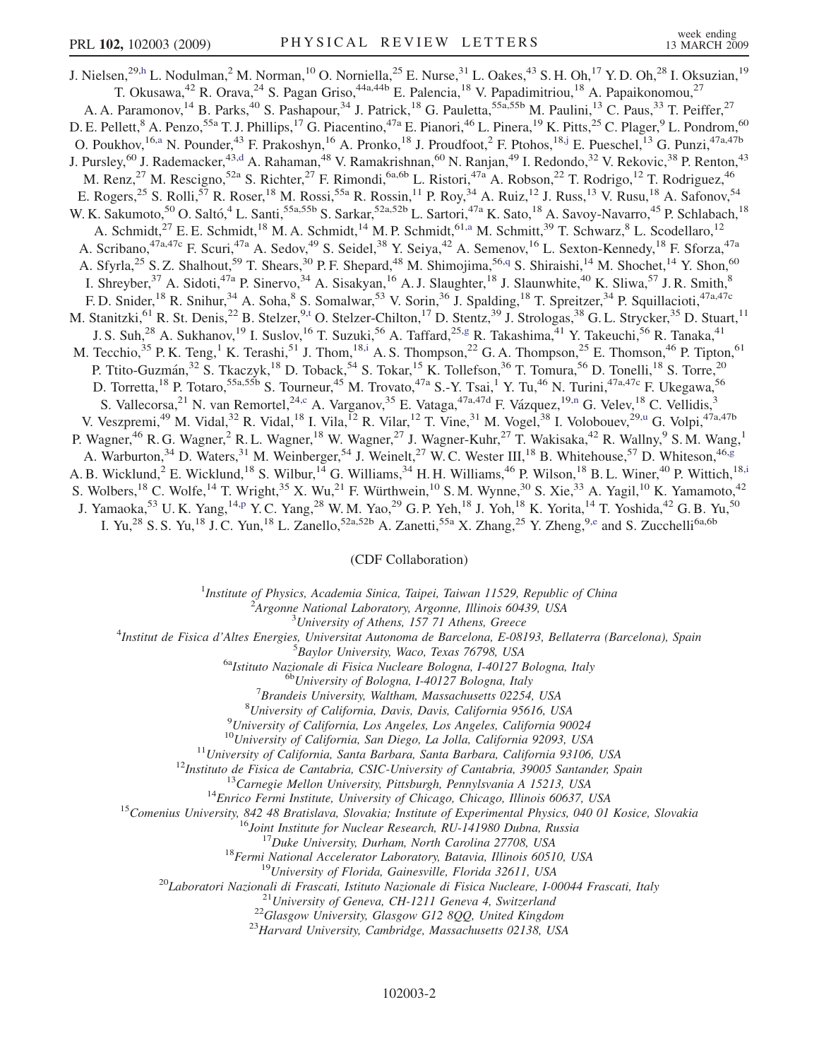J. Nielsen,[29,h] L. Nodulman,[2] M. Norman,[10] O. Norniella,[25] E. Nurse,[31] L. Oakes,[43] S. H. Oh,[17] Y. D. Oh,[28] I. Oksuzian,[19] T. Okusawa,[42] R. Orava,[24] S. Pagan Griso,[44a,44b] E. Palencia,[18] V. Papadimitriou,[18] A. Papaikonomou,[27] A. A. Paramonov,[14] B. Parks,[40] S. Pashapour,[34] J. Patrick,[18] G. Pauletta,[55a,55b] M. Paulini,[13] C. Paus,[33] T. Peiffer,[27] D. E. Pellett,[8] A. Penzo,[55a] T. J. Phillips,[17] G. Piacentino,[47a] E. Pianori,[46] L. Pinera,[19] K. Pitts,[25] C. Plager,[9] L. Pondrom,[60] O. Poukhov,[16,a] N. Pounder,[43] F. Prakoshyn,[16] A. Pronko,[18] J. Proudfoot,[2] F. Ptohos,[18,j] E. Pueschel,[13] G. Punzi,[47a,47b] J. Pursley,[60] J. Rademacker,[43,d] A. Rahaman,[48] V. Ramakrishnan,[60] N. Ranjan,[49] I. Redondo,[32] V. Rekovic,[38] P. Renton,[43] M. Renz,[27] M. Rescigno,[52a] S. Richter,[27] F. Rimondi,[6a,6b] L. Ristori,[47a] A. Robson,[22] T. Rodrigo,[12] T. Rodriguez,[46] E. Rogers,[25] S. Rolli,[57] R. Roser,[18] M. Rossi,[55a] R. Rossin,[11] P. Roy,[34] A. Ruiz,[12] J. Russ,[13] V. Rusu,[18] A. Safonov,[54] W. K. Sakumoto,[50] O. Saltó,[4] L. Santi,[55a,55b] S. Sarkar,[52a,52b] L. Sartori,[47a] K. Sato,[18] A. Savoy-Navarro,[45] P. Schlabach,[18] A. Schmidt,[27] E. E. Schmidt,[18] M. A. Schmidt,[14] M. P. Schmidt,[61,a] M. Schmitt,[39] T. Schwarz,[8] L. Scodellaro,[12] A. Scribano,[47a,47c] F. Scuri,[47a] A. Sedov,[49] S. Seidel,[38] Y. Seiya,[42] A. Semenov,[16] L. Sexton-Kennedy,[18] F. Sforza,[47a] A. Sfyrla,[25] S. Z. Shalhout,[59] T. Shears,[30] P. F. Shepard,[48] M. Shimojima,[56,q] S. Shiraishi,[14] M. Shochet,[14] Y. Shon,[60] I. Shreyber,[37] A. Sidoti,[47a] P. Sinervo,[34] A. Sisakyan,[16] A. J. Slaughter,[18] J. Slaunwhite,[40] K. Sliwa,[57] J. R. Smith,[8] F. D. Snider,[18] R. Snihur,[34] A. Soha,[8] S. Somalwar,[53] V. Sorin,[36] J. Spalding,[18] T. Spreitzer,[34] P. Squillacioti,[47a,47c] M. Stanitzki,[61] R. St. Denis,[22] B. Stelzer,[9,t] O. Stelzer-Chilton,[17] D. Stentz,[39] J. Strologas,[38] G. L. Strycker,[35] D. Stuart,[11] J. S. Suh,[28] A. Sukhanov,[19] I. Suslov,[16] T. Suzuki,[56] A. Taffard,[25,g] R. Takashima,[41] Y. Takeuchi,[56] R. Tanaka,[41] M. Tecchio,[35] P. K. Teng,[1] K. Terashi,[51] J. Thom,[18,i] A. S. Thompson,[22] G. A. Thompson,[25] E. Thomson,[46] P. Tipton,[61] P. Ttito-Guzmán,[32] S. Tkaczyk,[18] D. Toback,[54] S. Tokar,[15] K. Tollefson,[36] T. Tomura,[56] D. Tonelli,[18] S. Torre,[20] D. Torretta,[18] P. Totaro,[55a,55b] S. Tourneur,[45] M. Trovato,[47a] S.-Y. Tsai,[1] Y. Tu,[46] N. Turini,[47a,47c] F. Ukegawa,[56] S. Vallecorsa,[21] N. van Remortel,[24,c] A. Varganov,[35] E. Vataga,[47a,47d] F. Vázquez,[19,n] G. Velev,[18] C. Vellidis,[3] V. Veszpremi,[49] M. Vidal,[32] R. Vidal,[18] I. Vila,[12] R. Vilar,[12] T. Vine,[31] M. Vogel,[38] I. Volobouev,[29,u] G. Volpi,[47a,47b] P. Wagner,[46] R. G. Wagner,[2] R. L. Wagner,[18] W. Wagner,[27] J. Wagner-Kuhr,[27] T. Wakisaka,[42] R. Wallny,[9] S. M. Wang,[1] A. Warburton,[34] D. Waters,[31] M. Weinberger,[54] J. Weinelt,[27] W. C. Wester III,[18] B. Whitehouse,[57] D. Whiteson,[46,g] A. B. Wicklund,[2] E. Wicklund,[18] S. Wilbur,[14] G. Williams,[34] H. H. Williams,[46] P. Wilson,[18] B. L. Winer,[40] P. Wittich,[18,i] S. Wolbers,[18] C. Wolfe,[14] T. Wright,[35] X. Wu,[21] F. Würthwein,[10] S. M. Wynne,[30] S. Xie,[33] A. Yagil,[10] K. Yamamoto,[42] J. Yamaoka,[53] U. K. Yang,[14,p] Y. C. Yang,[28] W. M. Yao,[29] G. P. Yeh,[18] J. Yoh,[18] K. Yorita,[14] T. Yoshida,[42] G. B. Yu,[50] I. Yu,[28] S. S. Yu,[18] J. C. Yun,[18] L. Zanello,[52a,52b] A. Zanetti,[55a] X. Zhang,[25] Y. Zheng,[9,e] and S. Zucchelli[6a,6b]

(CDF Collaboration)

[1]*Institute of Physics, Academia Sinica, Taipei, Taiwan 11529, Republic of China*
[2]*Argonne National Laboratory, Argonne, Illinois 60439, USA*
[3]*University of Athens, 157 71 Athens, Greece*
[4]*Institut de Fisica d'Altes Energies, Universitat Autonoma de Barcelona, E-08193, Bellaterra (Barcelona), Spain*
[5]*Baylor University, Waco, Texas 76798, USA*
[6a]*Istituto Nazionale di Fisica Nucleare Bologna, I-40127 Bologna, Italy*
[6b]*University of Bologna, I-40127 Bologna, Italy*
[7]*Brandeis University, Waltham, Massachusetts 02254, USA*
[8]*University of California, Davis, Davis, California 95616, USA*
[9]*University of California, Los Angeles, Los Angeles, California 90024*
[10]*University of California, San Diego, La Jolla, California 92093, USA*
[11]*University of California, Santa Barbara, Santa Barbara, California 93106, USA*
[12]*Instituto de Fisica de Cantabria, CSIC-University of Cantabria, 39005 Santander, Spain*
[13]*Carnegie Mellon University, Pittsburgh, Pennylsvania A 15213, USA*
[14]*Enrico Fermi Institute, University of Chicago, Chicago, Illinois 60637, USA*
[15]*Comenius University, 842 48 Bratislava, Slovakia; Institute of Experimental Physics, 040 01 Kosice, Slovakia*
[16]*Joint Institute for Nuclear Research, RU-141980 Dubna, Russia*
[17]*Duke University, Durham, North Carolina 27708, USA*
[18]*Fermi National Accelerator Laboratory, Batavia, Illinois 60510, USA*
[19]*University of Florida, Gainesville, Florida 32611, USA*
[20]*Laboratori Nazionali di Frascati, Istituto Nazionale di Fisica Nucleare, I-00044 Frascati, Italy*
[21]*University of Geneva, CH-1211 Geneva 4, Switzerland*
[22]*Glasgow University, Glasgow G12 8QQ, United Kingdom*
[23]*Harvard University, Cambridge, Massachusetts 02138, USA*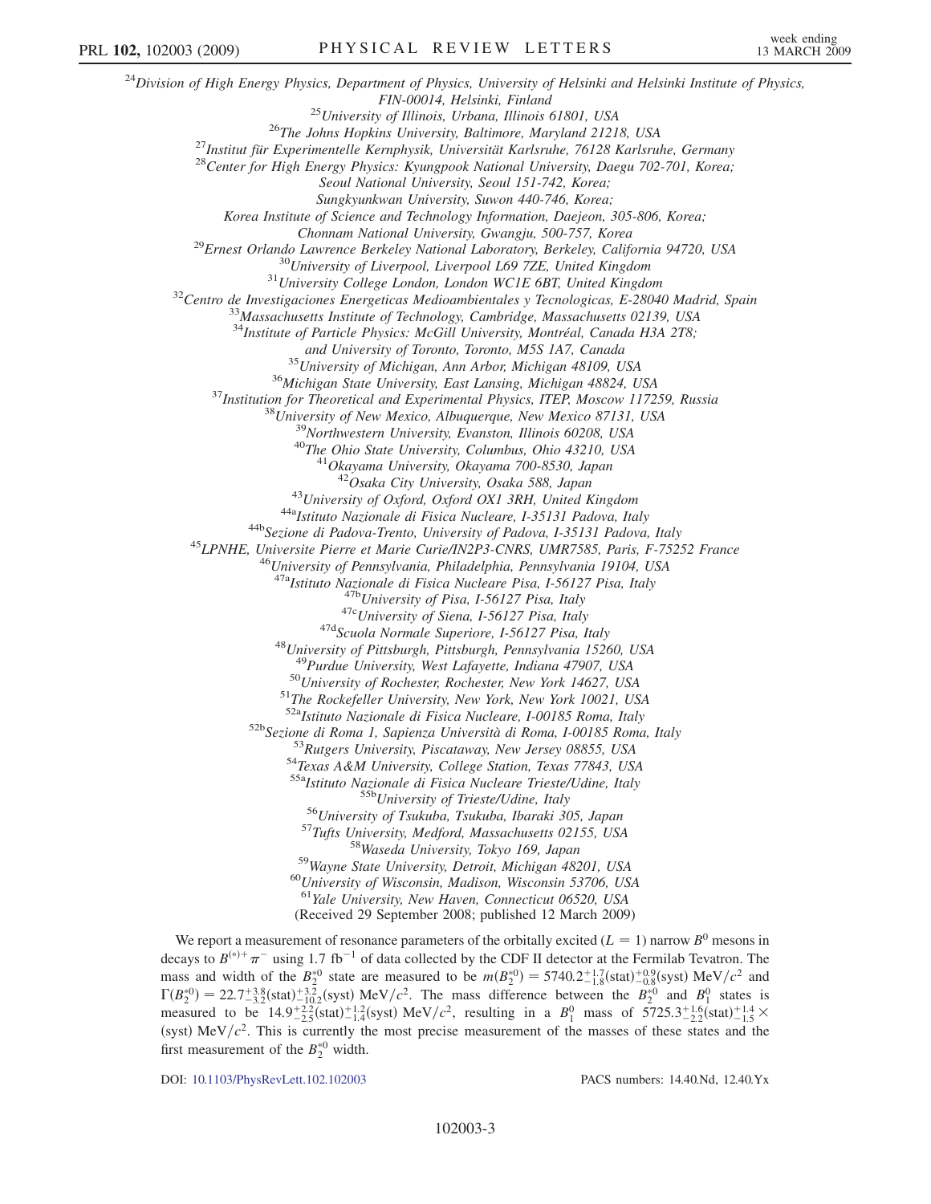[24]Division of High Energy Physics, Department of Physics, University of Helsinki and Helsinki Institute of Physics, FIN-00014, Helsinki, Finland
[25]University of Illinois, Urbana, Illinois 61801, USA
[26]The Johns Hopkins University, Baltimore, Maryland 21218, USA
[27]Institut für Experimentelle Kernphysik, Universität Karlsruhe, 76128 Karlsruhe, Germany
[28]Center for High Energy Physics: Kyungpook National University, Daegu 702-701, Korea; Seoul National University, Seoul 151-742, Korea; Sungkyunkwan University, Suwon 440-746, Korea; Korea Institute of Science and Technology Information, Daejeon, 305-806, Korea; Chonnam National University, Gwangju, 500-757, Korea
[29]Ernest Orlando Lawrence Berkeley National Laboratory, Berkeley, California 94720, USA
[30]University of Liverpool, Liverpool L69 7ZE, United Kingdom
[31]University College London, London WC1E 6BT, United Kingdom
[32]Centro de Investigaciones Energeticas Medioambientales y Tecnologicas, E-28040 Madrid, Spain
[33]Massachusetts Institute of Technology, Cambridge, Massachusetts 02139, USA
[34]Institute of Particle Physics: McGill University, Montréal, Canada H3A 2T8; and University of Toronto, Toronto, M5S 1A7, Canada
[35]University of Michigan, Ann Arbor, Michigan 48109, USA
[36]Michigan State University, East Lansing, Michigan 48824, USA
[37]Institution for Theoretical and Experimental Physics, ITEP, Moscow 117259, Russia
[38]University of New Mexico, Albuquerque, New Mexico 87131, USA
[39]Northwestern University, Evanston, Illinois 60208, USA
[40]The Ohio State University, Columbus, Ohio 43210, USA
[41]Okayama University, Okayama 700-8530, Japan
[42]Osaka City University, Osaka 588, Japan
[43]University of Oxford, Oxford OX1 3RH, United Kingdom
[44a]Istituto Nazionale di Fisica Nucleare, I-35131 Padova, Italy
[44b]Sezione di Padova-Trento, University of Padova, I-35131 Padova, Italy
[45]LPNHE, Universite Pierre et Marie Curie/IN2P3-CNRS, UMR7585, Paris, F-75252 France
[46]University of Pennsylvania, Philadelphia, Pennsylvania 19104, USA
[47a]Istituto Nazionale di Fisica Nucleare Pisa, I-56127 Pisa, Italy
[47b]University of Pisa, I-56127 Pisa, Italy
[47c]University of Siena, I-56127 Pisa, Italy
[47d]Scuola Normale Superiore, I-56127 Pisa, Italy
[48]University of Pittsburgh, Pittsburgh, Pennsylvania 15260, USA
[49]Purdue University, West Lafayette, Indiana 47907, USA
[50]University of Rochester, Rochester, New York 14627, USA
[51]The Rockefeller University, New York, New York 10021, USA
[52a]Istituto Nazionale di Fisica Nucleare, I-00185 Roma, Italy
[52b]Sezione di Roma 1, Sapienza Università di Roma, I-00185 Roma, Italy
[53]Rutgers University, Piscataway, New Jersey 08855, USA
[54]Texas A&M University, College Station, Texas 77843, USA
[55a]Istituto Nazionale di Fisica Nucleare Trieste/Udine, Italy
[55b]University of Trieste/Udine, Italy
[56]University of Tsukuba, Tsukuba, Ibaraki 305, Japan
[57]Tufts University, Medford, Massachusetts 02155, USA
[58]Waseda University, Tokyo 169, Japan
[59]Wayne State University, Detroit, Michigan 48201, USA
[60]University of Wisconsin, Madison, Wisconsin 53706, USA
[61]Yale University, New Haven, Connecticut 06520, USA

(Received 29 September 2008; published 12 March 2009)

We report a measurement of resonance parameters of the orbitally excited ($L = 1$) narrow $B^0$ mesons in decays to $B^{(*)+}\pi^-$ using 1.7 $\text{fb}^{-1}$ of data collected by the CDF II detector at the Fermilab Tevatron. The mass and width of the $B_2^{*0}$ state are measured to be $m(B_2^{*0}) = 5740.2^{+1.7}_{-1.8}(\text{stat})^{+0.9}_{-0.8}(\text{syst})\ \text{MeV}/c^2$ and $\Gamma(B_2^{*0}) = 22.7^{+3.8}_{-3.2}(\text{stat})^{+3.2}_{-10.2}(\text{syst})\ \text{MeV}/c^2$. The mass difference between the $B_2^{*0}$ and $B_1^0$ states is measured to be $14.9^{+2.2}_{-2.5}(\text{stat})^{+1.2}_{-1.4}(\text{syst})\ \text{MeV}/c^2$, resulting in a $B_1^0$ mass of $5725.3^{+1.6}_{-2.2}(\text{stat})^{+1.4}_{-1.5} \times$ (syst) $\text{MeV}/c^2$. This is currently the most precise measurement of the masses of these states and the first measurement of the $B_2^{*0}$ width.

DOI: 10.1103/PhysRevLett.102.102003

PACS numbers: 14.40.Nd, 12.40.Yx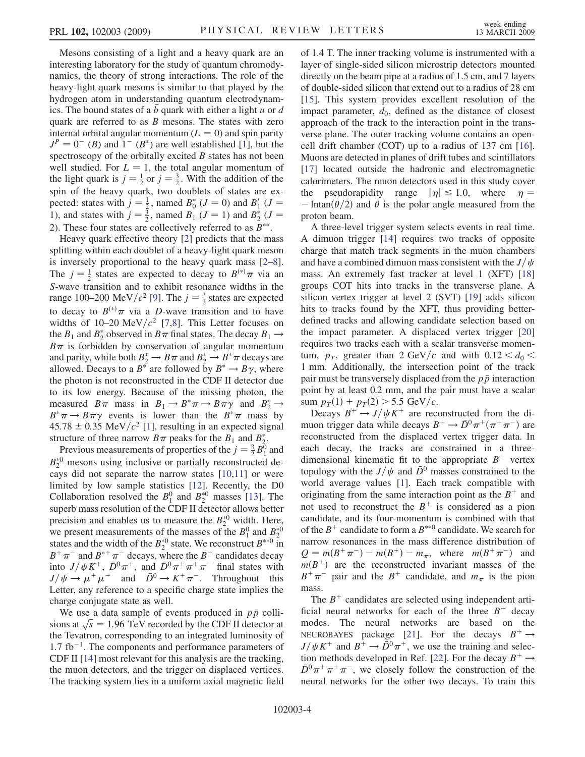Mesons consisting of a light and a heavy quark are an interesting laboratory for the study of quantum chromodynamics, the theory of strong interactions. The role of the heavy-light quark mesons is similar to that played by the hydrogen atom in understanding quantum electrodynamics. The bound states of a $\bar{b}$ quark with either a light $u$ or $d$ quark are referred to as $B$ mesons. The states with zero internal orbital angular momentum ($L = 0$) and spin parity $J^P = 0^-$ ($B$) and $1^-$ ($B^*$) are well established [1], but the spectroscopy of the orbitally excited $B$ states has not been well studied. For $L = 1$, the total angular momentum of the light quark is $j = \frac{1}{2}$ or $j = \frac{3}{2}$. With the addition of the spin of the heavy quark, two doublets of states are expected: states with $j = \frac{1}{2}$, named $B_0^*$ ($J = 0$) and $B_1'$ ($J = 1$), and states with $j = \frac{3}{2}$, named $B_1$ ($J = 1$) and $B_2^*$ ($J = 2$). These four states are collectively referred to as $B^{**}$.

Heavy quark effective theory [2] predicts that the mass splitting within each doublet of a heavy-light quark meson is inversely proportional to the heavy quark mass [2–8]. The $j = \frac{1}{2}$ states are expected to decay to $B^{(*)}\pi$ via an $S$-wave transition and to exhibit resonance widths in the range 100–200 MeV$/c^2$ [9]. The $j = \frac{3}{2}$ states are expected to decay to $B^{(*)}\pi$ via a $D$-wave transition and to have widths of 10–20 MeV$/c^2$ [7,8]. This Letter focuses on the $B_1$ and $B_2^*$ observed in $B\pi$ final states. The decay $B_1 \to B\pi$ is forbidden by conservation of angular momentum and parity, while both $B_2^* \to B\pi$ and $B_2^* \to B^*\pi$ decays are allowed. Decays to a $B^*$ are followed by $B^* \to B\gamma$, where the photon is not reconstructed in the CDF II detector due to its low energy. Because of the missing photon, the measured $B\pi$ mass in $B_1 \to B^*\pi \to B\pi\gamma$ and $B_2^* \to B^*\pi \to B\pi\gamma$ events is lower than the $B^*\pi$ mass by $45.78 \pm 0.35$ MeV$/c^2$ [1], resulting in an expected signal structure of three narrow $B\pi$ peaks for the $B_1$ and $B_2^*$.

Previous measurements of properties of the $j = \frac{3}{2}$ $B_1^0$ and $B_2^{*0}$ mesons using inclusive or partially reconstructed decays did not separate the narrow states [10,11] or were limited by low sample statistics [12]. Recently, the D0 Collaboration resolved the $B_1^0$ and $B_2^{*0}$ masses [13]. The superb mass resolution of the CDF II detector allows better precision and enables us to measure the $B_2^{*0}$ width. Here, we present measurements of the masses of the $B_1^0$ and $B_2^{*0}$ states and the width of the $B_2^{*0}$ state. We reconstruct $B^{**0}$ in $B^+\pi^-$ and $B^{*+}\pi^-$ decays, where the $B^+$ candidates decay into $J/\psi K^+$, $\bar{D}^0\pi^+$, and $\bar{D}^0\pi^+\pi^+\pi^-$ final states with $J/\psi \to \mu^+\mu^-$ and $\bar{D}^0 \to K^+\pi^-$. Throughout this Letter, any reference to a specific charge state implies the charge conjugate state as well.

We use a data sample of events produced in $p\bar{p}$ collisions at $\sqrt{s} = 1.96$ TeV recorded by the CDF II detector at the Tevatron, corresponding to an integrated luminosity of 1.7 fb$^{-1}$. The components and performance parameters of CDF II [14] most relevant for this analysis are the tracking, the muon detectors, and the trigger on displaced vertices. The tracking system lies in a uniform axial magnetic field of 1.4 T. The inner tracking volume is instrumented with a layer of single-sided silicon microstrip detectors mounted directly on the beam pipe at a radius of 1.5 cm, and 7 layers of double-sided silicon that extend out to a radius of 28 cm [15]. This system provides excellent resolution of the impact parameter, $d_0$, defined as the distance of closest approach of the track to the interaction point in the transverse plane. The outer tracking volume contains an open-cell drift chamber (COT) up to a radius of 137 cm [16]. Muons are detected in planes of drift tubes and scintillators [17] located outside the hadronic and electromagnetic calorimeters. The muon detectors used in this study cover the pseudorapidity range $|\eta| \leq 1.0$, where $\eta = -\ln\tan(\theta/2)$ and $\theta$ is the polar angle measured from the proton beam.

A three-level trigger system selects events in real time. A dimuon trigger [14] requires two tracks of opposite charge that match track segments in the muon chambers and have a combined dimuon mass consistent with the $J/\psi$ mass. An extremely fast tracker at level 1 (XFT) [18] groups COT hits into tracks in the transverse plane. A silicon vertex trigger at level 2 (SVT) [19] adds silicon hits to tracks found by the XFT, thus providing better-defined tracks and allowing candidate selection based on the impact parameter. A displaced vertex trigger [20] requires two tracks each with a scalar transverse momentum, $p_T$, greater than 2 GeV$/c$ and with $0.12 < d_0 < 1$ mm. Additionally, the intersection point of the track pair must be transversely displaced from the $p\bar{p}$ interaction point by at least 0.2 mm, and the pair must have a scalar sum $p_T(1) + p_T(2) > 5.5$ GeV$/c$.

Decays $B^+ \to J/\psi K^+$ are reconstructed from the dimuon trigger data while decays $B^+ \to \bar{D}^0\pi^+(\pi^+\pi^-)$ are reconstructed from the displaced vertex trigger data. In each decay, the tracks are constrained in a three-dimensional kinematic fit to the appropriate $B^+$ vertex topology with the $J/\psi$ and $\bar{D}^0$ masses constrained to the world average values [1]. Each track compatible with originating from the same interaction point as the $B^+$ and not used to reconstruct the $B^+$ is considered as a pion candidate, and its four-momentum is combined with that of the $B^+$ candidate to form a $B^{**0}$ candidate. We search for narrow resonances in the mass difference distribution of $Q = m(B^+\pi^-) - m(B^+) - m_\pi$, where $m(B^+\pi^-)$ and $m(B^+)$ are the reconstructed invariant masses of the $B^+\pi^-$ pair and the $B^+$ candidate, and $m_\pi$ is the pion mass.

The $B^+$ candidates are selected using independent artificial neural networks for each of the three $B^+$ decay modes. The neural networks are based on the NEUROBAYES package [21]. For the decays $B^+ \to J/\psi K^+$ and $B^+ \to \bar{D}^0\pi^+$, we use the training and selection methods developed in Ref. [22]. For the decay $B^+ \to \bar{D}^0\pi^+\pi^+\pi^-$, we closely follow the construction of the neural networks for the other two decays. To train this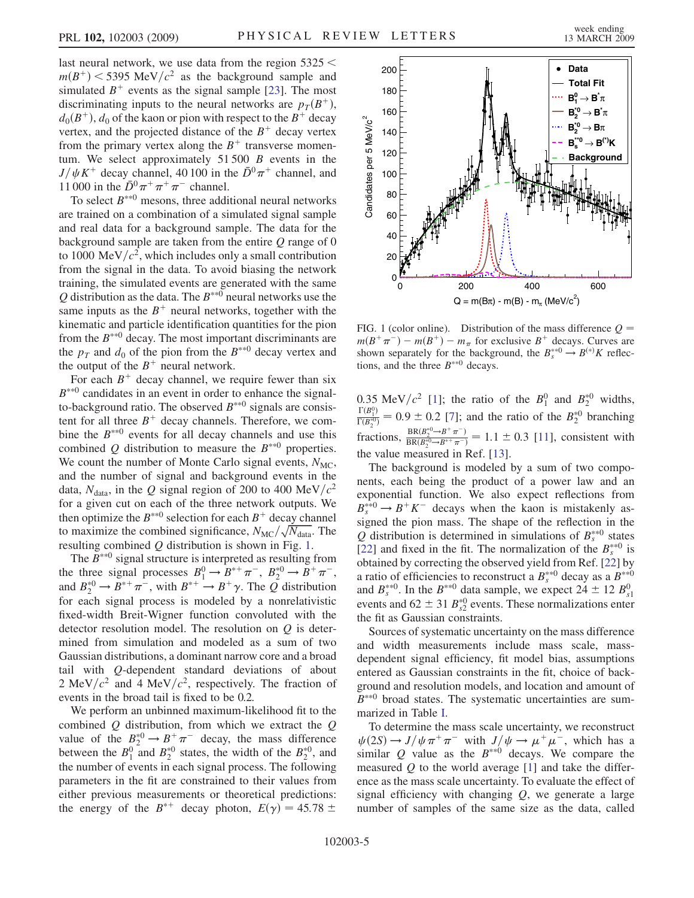last neural network, we use data from the region $5325 < m(B^+) < 5395$ MeV/$c^2$ as the background sample and simulated $B^+$ events as the signal sample [23]. The most discriminating inputs to the neural networks are $p_T(B^+)$, $d_0(B^+)$, $d_0$ of the kaon or pion with respect to the $B^+$ decay vertex, and the projected distance of the $B^+$ decay vertex from the primary vertex along the $B^+$ transverse momentum. We select approximately 51 500 $B$ events in the $J/\psi K^+$ decay channel, 40 100 in the $\bar{D}^0\pi^+$ channel, and 11 000 in the $\bar{D}^0\pi^+\pi^+\pi^-$ channel.

To select $B^{**0}$ mesons, three additional neural networks are trained on a combination of a simulated signal sample and real data for a background sample. The data for the background sample are taken from the entire $Q$ range of 0 to 1000 MeV/$c^2$, which includes only a small contribution from the signal in the data. To avoid biasing the network training, the simulated events are generated with the same $Q$ distribution as the data. The $B^{**0}$ neural networks use the same inputs as the $B^+$ neural networks, together with the kinematic and particle identification quantities for the pion from the $B^{**0}$ decay. The most important discriminants are the $p_T$ and $d_0$ of the pion from the $B^{**0}$ decay vertex and the output of the $B^+$ neural network.

For each $B^+$ decay channel, we require fewer than six $B^{**0}$ candidates in an event in order to enhance the signal-to-background ratio. The observed $B^{**0}$ signals are consistent for all three $B^+$ decay channels. Therefore, we combine the $B^{**0}$ events for all decay channels and use this combined $Q$ distribution to measure the $B^{**0}$ properties. We count the number of Monte Carlo signal events, $N_{\rm MC}$, and the number of signal and background events in the data, $N_{\rm data}$, in the $Q$ signal region of 200 to 400 MeV/$c^2$ for a given cut on each of the three network outputs. We then optimize the $B^{**0}$ selection for each $B^+$ decay channel to maximize the combined significance, $N_{\rm MC}/\sqrt{N_{\rm data}}$. The resulting combined $Q$ distribution is shown in Fig. 1.

The $B^{**0}$ signal structure is interpreted as resulting from the three signal processes $B_1^0 \to B^{*+}\pi^-$, $B_2^{*0} \to B^+\pi^-$, and $B_2^{*0} \to B^{*+}\pi^-$, with $B^{*+} \to B^+\gamma$. The $Q$ distribution for each signal process is modeled by a nonrelativistic fixed-width Breit-Wigner function convoluted with the detector resolution model. The resolution on $Q$ is determined from simulation and modeled as a sum of two Gaussian distributions, a dominant narrow core and a broad tail with $Q$-dependent standard deviations of about 2 MeV/$c^2$ and 4 MeV/$c^2$, respectively. The fraction of events in the broad tail is fixed to be 0.2.

We perform an unbinned maximum-likelihood fit to the combined $Q$ distribution, from which we extract the $Q$ value of the $B_2^{*0} \to B^+\pi^-$ decay, the mass difference between the $B_1^0$ and $B_2^{*0}$ states, the width of the $B_2^{*0}$, and the number of events in each signal process. The following parameters in the fit are constrained to their values from either previous measurements or theoretical predictions: the energy of the $B^{*+}$ decay photon, $E(\gamma) = 45.78 \pm 0.35$ MeV/$c^2$ [1]; the ratio of the $B_1^0$ and $B_2^{*0}$ widths, $\frac{\Gamma(B_1^0)}{\Gamma(B_2^{*0})} = 0.9 \pm 0.2$ [7]; and the ratio of the $B_2^{*0}$ branching fractions, $\frac{{\rm BR}(B_2^{*0} \to B^+\pi^-)}{{\rm BR}(B_2^{*0} \to B^{*+}\pi^-)} = 1.1 \pm 0.3$ [11], consistent with the value measured in Ref. [13].

FIG. 1 (color online). Distribution of the mass difference $Q = m(B^+\pi^-) - m(B^+) - m_\pi$ for exclusive $B^+$ decays. Curves are shown separately for the background, the $B_s^{**0} \to B^{(*)}K$ reflections, and the three $B^{**0}$ decays.

The background is modeled by a sum of two components, each being the product of a power law and an exponential function. We also expect reflections from $B_s^{**0} \to B^+K^-$ decays when the kaon is mistakenly assigned the pion mass. The shape of the reflection in the $Q$ distribution is determined in simulations of $B_s^{**0}$ states [22] and fixed in the fit. The normalization of the $B_s^{**0}$ is obtained by correcting the observed yield from Ref. [22] by a ratio of efficiencies to reconstruct a $B_s^{**0}$ decay as a $B^{**0}$ and $B_s^{**0}$. In the $B^{**0}$ data sample, we expect $24 \pm 12$ $B_{s1}^0$ events and $62 \pm 31$ $B_{s2}^{*0}$ events. These normalizations enter the fit as Gaussian constraints.

Sources of systematic uncertainty on the mass difference and width measurements include mass scale, mass-dependent signal efficiency, fit model bias, assumptions entered as Gaussian constraints in the fit, choice of background and resolution models, and location and amount of $B^{**0}$ broad states. The systematic uncertainties are summarized in Table I.

To determine the mass scale uncertainty, we reconstruct $\psi(2S) \to J/\psi\pi^+\pi^-$ with $J/\psi \to \mu^+\mu^-$, which has a similar $Q$ value as the $B^{**0}$ decays. We compare the measured $Q$ to the world average [1] and take the difference as the mass scale uncertainty. To evaluate the effect of signal efficiency with changing $Q$, we generate a large number of samples of the same size as the data, called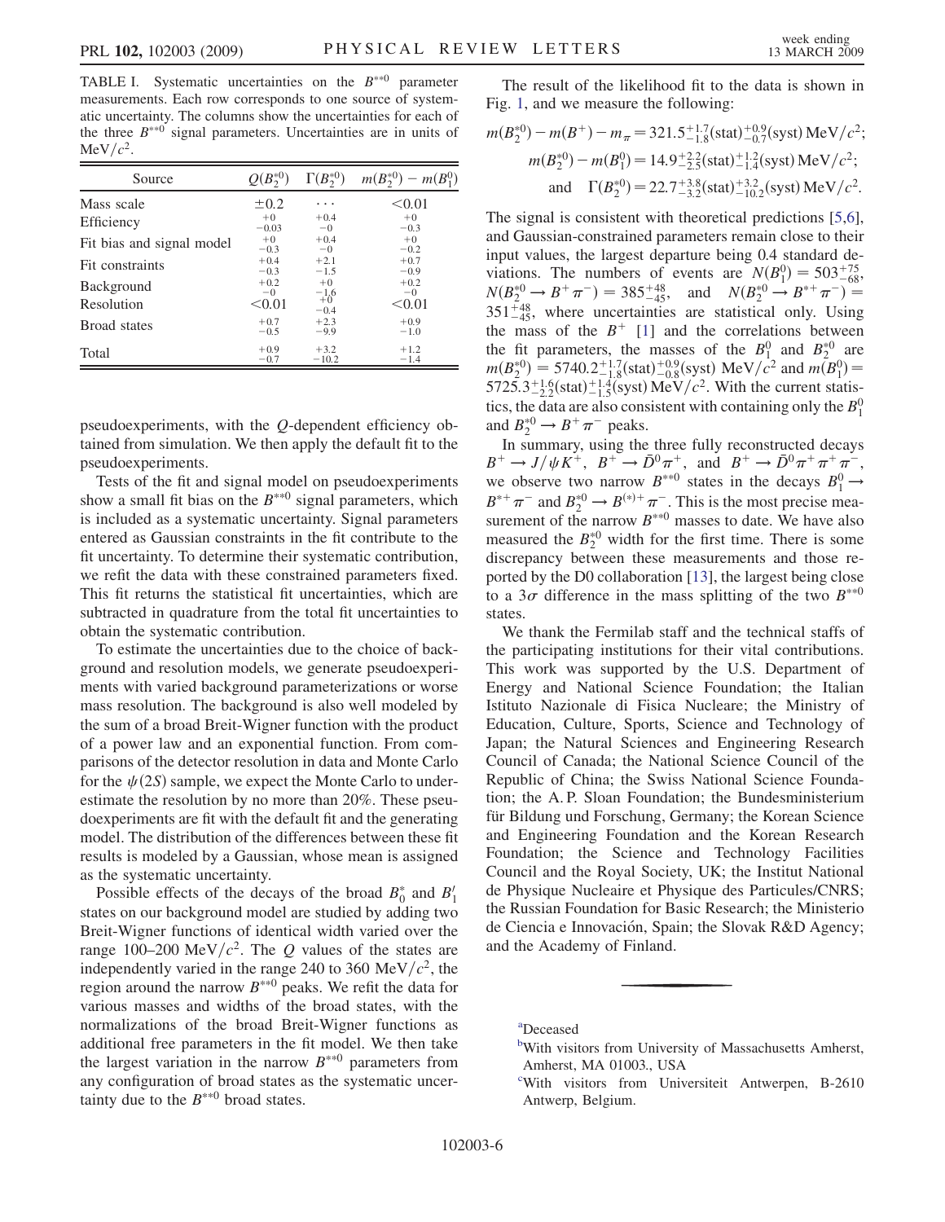TABLE I. Systematic uncertainties on the $B^{**0}$ parameter measurements. Each row corresponds to one source of systematic uncertainty. The columns show the uncertainties for each of the three $B^{**0}$ signal parameters. Uncertainties are in units of $\mathrm{MeV}/c^2$.

| Source | $Q(B_2^{*0})$ | $\Gamma(B_2^{*0})$ | $m(B_2^{*0}) - m(B_1^0)$ |
|---|---|---|---|
| Mass scale | $\pm 0.2$ | $\cdots$ | $<0.01$ |
| Efficiency | $^{+0}_{-0.03}$ | $^{+0.4}_{-0}$ | $^{+0}_{-0.3}$ |
| Fit bias and signal model | $^{+0}_{-0.3}$ | $^{+0.4}_{-0}$ | $^{+0}_{-0.2}$ |
| Fit constraints | $^{+0.4}_{-0.3}$ | $^{+2.1}_{-1.5}$ | $^{+0.7}_{-0.9}$ |
| Background | $^{+0.2}_{-0}$ | $^{+0}_{-1.6}$ | $^{+0.2}_{-0}$ |
| Resolution | $<0.01$ | $^{+0}_{-0.4}$ | $<0.01$ |
| Broad states | $^{+0.7}_{-0.5}$ | $^{+2.3}_{-9.9}$ | $^{+0.9}_{-1.0}$ |
| Total | $^{+0.9}_{-0.7}$ | $^{+3.2}_{-10.2}$ | $^{+1.2}_{-1.4}$ |

pseudoexperiments, with the $Q$-dependent efficiency obtained from simulation. We then apply the default fit to the pseudoexperiments.

Tests of the fit and signal model on pseudoexperiments show a small fit bias on the $B^{**0}$ signal parameters, which is included as a systematic uncertainty. Signal parameters entered as Gaussian constraints in the fit contribute to the fit uncertainty. To determine their systematic contribution, we refit the data with these constrained parameters fixed. This fit returns the statistical fit uncertainties, which are subtracted in quadrature from the total fit uncertainties to obtain the systematic contribution.

To estimate the uncertainties due to the choice of background and resolution models, we generate pseudoexperiments with varied background parameterizations or worse mass resolution. The background is also well modeled by the sum of a broad Breit-Wigner function with the product of a power law and an exponential function. From comparisons of the detector resolution in data and Monte Carlo for the $\psi(2S)$ sample, we expect the Monte Carlo to underestimate the resolution by no more than 20%. These pseudoexperiments are fit with the default fit and the generating model. The distribution of the differences between these fit results is modeled by a Gaussian, whose mean is assigned as the systematic uncertainty.

Possible effects of the decays of the broad $B_0^*$ and $B_1'$ states on our background model are studied by adding two Breit-Wigner functions of identical width varied over the range 100–200 $\mathrm{MeV}/c^2$. The $Q$ values of the states are independently varied in the range 240 to 360 $\mathrm{MeV}/c^2$, the region around the narrow $B^{**0}$ peaks. We refit the data for various masses and widths of the broad states, with the normalizations of the broad Breit-Wigner functions as additional free parameters in the fit model. We then take the largest variation in the narrow $B^{**0}$ parameters from any configuration of broad states as the systematic uncertainty due to the $B^{**0}$ broad states.

The result of the likelihood fit to the data is shown in Fig. 1, and we measure the following:

$$m(B_2^{*0}) - m(B^+) - m_\pi = 321.5^{+1.7}_{-1.8}(\mathrm{stat})^{+0.9}_{-0.7}(\mathrm{syst})\ \mathrm{MeV}/c^2;$$

$$m(B_2^{*0}) - m(B_1^0) = 14.9^{+2.2}_{-2.5}(\mathrm{stat})^{+1.2}_{-1.4}(\mathrm{syst})\ \mathrm{MeV}/c^2;$$

$$\text{and} \quad \Gamma(B_2^{*0}) = 22.7^{+3.8}_{-3.2}(\mathrm{stat})^{+3.2}_{-10.2}(\mathrm{syst})\ \mathrm{MeV}/c^2.$$

The signal is consistent with theoretical predictions [5,6], and Gaussian-constrained parameters remain close to their input values, the largest departure being 0.4 standard deviations. The numbers of events are $N(B_1^0) = 503^{+75}_{-68}$, $N(B_2^{*0} \to B^+\pi^-) = 385^{+48}_{-45}$, and $N(B_2^{*0} \to B^{*+}\pi^-) = 351^{+48}_{-45}$, where uncertainties are statistical only. Using the mass of the $B^+$ [1] and the correlations between the fit parameters, the masses of the $B_1^0$ and $B_2^{*0}$ are $m(B_2^{*0}) = 5740.2^{+1.7}_{-1.8}(\mathrm{stat})^{+0.9}_{-0.8}(\mathrm{syst})\ \mathrm{MeV}/c^2$ and $m(B_1^0) = 5725.3^{+1.6}_{-2.2}(\mathrm{stat})^{+1.4}_{-1.5}(\mathrm{syst})\ \mathrm{MeV}/c^2$. With the current statistics, the data are also consistent with containing only the $B_1^0$ and $B_2^{*0} \to B^+\pi^-$ peaks.

In summary, using the three fully reconstructed decays $B^+ \to J/\psi K^+$, $B^+ \to \bar{D}^0\pi^+$, and $B^+ \to \bar{D}^0\pi^+\pi^+\pi^-$, we observe two narrow $B^{**0}$ states in the decays $B_1^0 \to B^{*+}\pi^-$ and $B_2^{*0} \to B^{(*)+}\pi^-$. This is the most precise measurement of the narrow $B^{**0}$ masses to date. We have also measured the $B_2^{*0}$ width for the first time. There is some discrepancy between these measurements and those reported by the D0 collaboration [13], the largest being close to a $3\sigma$ difference in the mass splitting of the two $B^{**0}$ states.

We thank the Fermilab staff and the technical staffs of the participating institutions for their vital contributions. This work was supported by the U.S. Department of Energy and National Science Foundation; the Italian Istituto Nazionale di Fisica Nucleare; the Ministry of Education, Culture, Sports, Science and Technology of Japan; the Natural Sciences and Engineering Research Council of Canada; the National Science Council of the Republic of China; the Swiss National Science Foundation; the A. P. Sloan Foundation; the Bundesministerium für Bildung und Forschung, Germany; the Korean Science and Engineering Foundation and the Korean Research Foundation; the Science and Technology Facilities Council and the Royal Society, UK; the Institut National de Physique Nucleaire et Physique des Particules/CNRS; the Russian Foundation for Basic Research; the Ministerio de Ciencia e Innovación, Spain; the Slovak R&D Agency; and the Academy of Finland.

---

[a] Deceased

[b] With visitors from University of Massachusetts Amherst, Amherst, MA 01003., USA

[c] With visitors from Universiteit Antwerpen, B-2610 Antwerp, Belgium.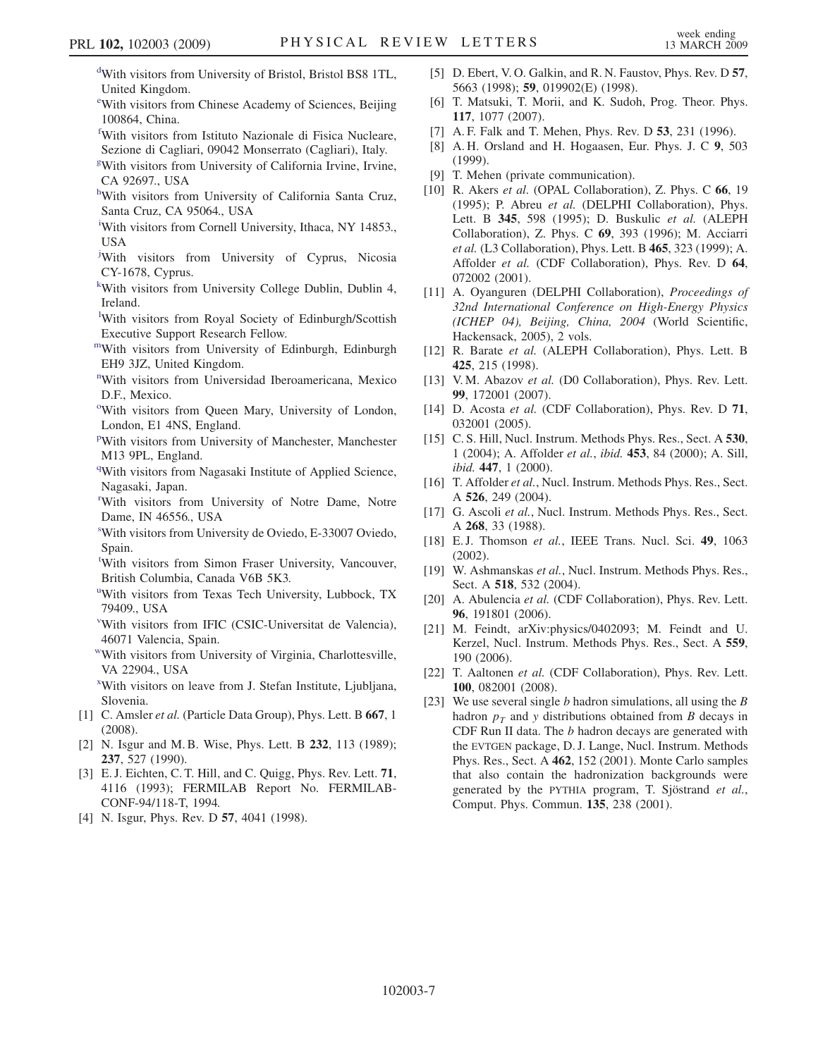[d]With visitors from University of Bristol, Bristol BS8 1TL, United Kingdom.

[e]With visitors from Chinese Academy of Sciences, Beijing 100864, China.

[f]With visitors from Istituto Nazionale di Fisica Nucleare, Sezione di Cagliari, 09042 Monserrato (Cagliari), Italy.

[g]With visitors from University of California Irvine, Irvine, CA 92697., USA

[h]With visitors from University of California Santa Cruz, Santa Cruz, CA 95064., USA

[i]With visitors from Cornell University, Ithaca, NY 14853., USA

[j]With visitors from University of Cyprus, Nicosia CY-1678, Cyprus.

[k]With visitors from University College Dublin, Dublin 4, Ireland.

[l]With visitors from Royal Society of Edinburgh/Scottish Executive Support Research Fellow.

[m]With visitors from University of Edinburgh, Edinburgh EH9 3JZ, United Kingdom.

[n]With visitors from Universidad Iberoamericana, Mexico D.F., Mexico.

[o]With visitors from Queen Mary, University of London, London, E1 4NS, England.

[p]With visitors from University of Manchester, Manchester M13 9PL, England.

[q]With visitors from Nagasaki Institute of Applied Science, Nagasaki, Japan.

[r]With visitors from University of Notre Dame, Notre Dame, IN 46556., USA

[s]With visitors from University de Oviedo, E-33007 Oviedo, Spain.

[t]With visitors from Simon Fraser University, Vancouver, British Columbia, Canada V6B 5K3.

[u]With visitors from Texas Tech University, Lubbock, TX 79409., USA

[v]With visitors from IFIC (CSIC-Universitat de Valencia), 46071 Valencia, Spain.

[w]With visitors from University of Virginia, Charlottesville, VA 22904., USA

[x]With visitors on leave from J. Stefan Institute, Ljubljana, Slovenia.

[1] C. Amsler *et al.* (Particle Data Group), Phys. Lett. B **667**, 1 (2008).

[2] N. Isgur and M. B. Wise, Phys. Lett. B **232**, 113 (1989); **237**, 527 (1990).

[3] E. J. Eichten, C. T. Hill, and C. Quigg, Phys. Rev. Lett. **71**, 4116 (1993); FERMILAB Report No. FERMILAB-CONF-94/118-T, 1994.

[4] N. Isgur, Phys. Rev. D **57**, 4041 (1998).

[5] D. Ebert, V. O. Galkin, and R. N. Faustov, Phys. Rev. D **57**, 5663 (1998); **59**, 019902(E) (1998).

[6] T. Matsuki, T. Morii, and K. Sudoh, Prog. Theor. Phys. **117**, 1077 (2007).

[7] A. F. Falk and T. Mehen, Phys. Rev. D **53**, 231 (1996).

[8] A. H. Orsland and H. Hogaasen, Eur. Phys. J. C **9**, 503 (1999).

[9] T. Mehen (private communication).

[10] R. Akers *et al.* (OPAL Collaboration), Z. Phys. C **66**, 19 (1995); P. Abreu *et al.* (DELPHI Collaboration), Phys. Lett. B **345**, 598 (1995); D. Buskulic *et al.* (ALEPH Collaboration), Z. Phys. C **69**, 393 (1996); M. Acciarri *et al.* (L3 Collaboration), Phys. Lett. B **465**, 323 (1999); A. Affolder *et al.* (CDF Collaboration), Phys. Rev. D **64**, 072002 (2001).

[11] A. Oyanguren (DELPHI Collaboration), *Proceedings of 32nd International Conference on High-Energy Physics (ICHEP 04), Beijing, China, 2004* (World Scientific, Hackensack, 2005), 2 vols.

[12] R. Barate *et al.* (ALEPH Collaboration), Phys. Lett. B **425**, 215 (1998).

[13] V. M. Abazov *et al.* (D0 Collaboration), Phys. Rev. Lett. **99**, 172001 (2007).

[14] D. Acosta *et al.* (CDF Collaboration), Phys. Rev. D **71**, 032001 (2005).

[15] C. S. Hill, Nucl. Instrum. Methods Phys. Res., Sect. A **530**, 1 (2004); A. Affolder *et al.*, *ibid.* **453**, 84 (2000); A. Sill, *ibid.* **447**, 1 (2000).

[16] T. Affolder *et al.*, Nucl. Instrum. Methods Phys. Res., Sect. A **526**, 249 (2004).

[17] G. Ascoli *et al.*, Nucl. Instrum. Methods Phys. Res., Sect. A **268**, 33 (1988).

[18] E. J. Thomson *et al.*, IEEE Trans. Nucl. Sci. **49**, 1063 (2002).

[19] W. Ashmanskas *et al.*, Nucl. Instrum. Methods Phys. Res., Sect. A **518**, 532 (2004).

[20] A. Abulencia *et al.* (CDF Collaboration), Phys. Rev. Lett. **96**, 191801 (2006).

[21] M. Feindt, arXiv:physics/0402093; M. Feindt and U. Kerzel, Nucl. Instrum. Methods Phys. Res., Sect. A **559**, 190 (2006).

[22] T. Aaltonen *et al.* (CDF Collaboration), Phys. Rev. Lett. **100**, 082001 (2008).

[23] We use several single $b$ hadron simulations, all using the $B$ hadron $p_T$ and $y$ distributions obtained from $B$ decays in CDF Run II data. The $b$ hadron decays are generated with the EVTGEN package, D. J. Lange, Nucl. Instrum. Methods Phys. Res., Sect. A **462**, 152 (2001). Monte Carlo samples that also contain the hadronization backgrounds were generated by the PYTHIA program, T. Sjöstrand *et al.*, Comput. Phys. Commun. **135**, 238 (2001).